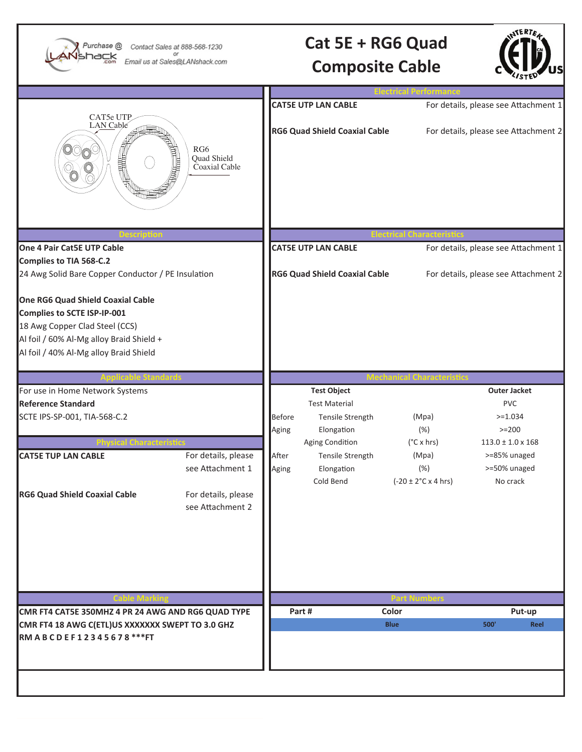Purchase @ LANshack.com — Contact Sales at 888-568-1230 or Email us at Sales@LANshack.com

# Cat 5E + RG6 Quad Composite Cable

CAT5e UTP LAN Cable

RG6 Quad Shield Coaxial Cable

## Electrical Performance

| | |
|---|---|
| **CAT5E UTP LAN CABLE** | For details, please see Attachment 1 |
| **RG6 Quad Shield Coaxial Cable** | For details, please see Attachment 2 |

## Description

**One 4 Pair Cat5E UTP Cable**
**Complies to TIA 568-C.2**
24 Awg Solid Bare Copper Conductor / PE Insulation

**One RG6 Quad Shield Coaxial Cable**
**Complies to SCTE ISP-IP-001**
18 Awg Copper Clad Steel (CCS)
Al foil / 60% Al-Mg alloy Braid Shield +
Al foil / 40% Al-Mg alloy Braid Shield

## Electrical Characteristics

| | |
|---|---|
| **CAT5E UTP LAN CABLE** | For details, please see Attachment 1 |
| **RG6 Quad Shield Coaxial Cable** | For details, please see Attachment 2 |

## Applicable Standards

For use in Home Network Systems
**Reference Standard**
SCTE IPS-SP-001, TIA-568-C.2

## Physical Characteristics

| | |
|---|---|
| **CAT5E TUP LAN CABLE** | For details, please see Attachment 1 |
| **RG6 Quad Shield Coaxial Cable** | For details, please see Attachment 2 |

## Mechanical Characteristics

| | Test Object | | Outer Jacket |
|---|---|---|---|
| | Test Material | | PVC |
| Before Aging | Tensile Strength | (Mpa) | >=1.034 |
| | Elongation | (%) | >=200 |
| | Aging Condition | (°C x hrs) | 113.0 ± 1.0 x 168 |
| After Aging | Tensile Strength | (Mpa) | >=85% unaged |
| | Elongation | (%) | >=50% unaged |
| | Cold Bend | (-20 ± 2°C x 4 hrs) | No crack |

## Cable Marking

**CMR FT4 CAT5E 350MHZ 4 PR 24 AWG AND RG6 QUAD TYPE CMR FT4 18 AWG C(ETL)US XXXXXXX SWEPT TO 3.0 GHZ RM A B C D E F 1 2 3 4 5 6 7 8 \*\*\*FT**

## Part Numbers

| Part # | Color | Put-up | |
|---|---|---|---|
| | Blue | 500' | Reel |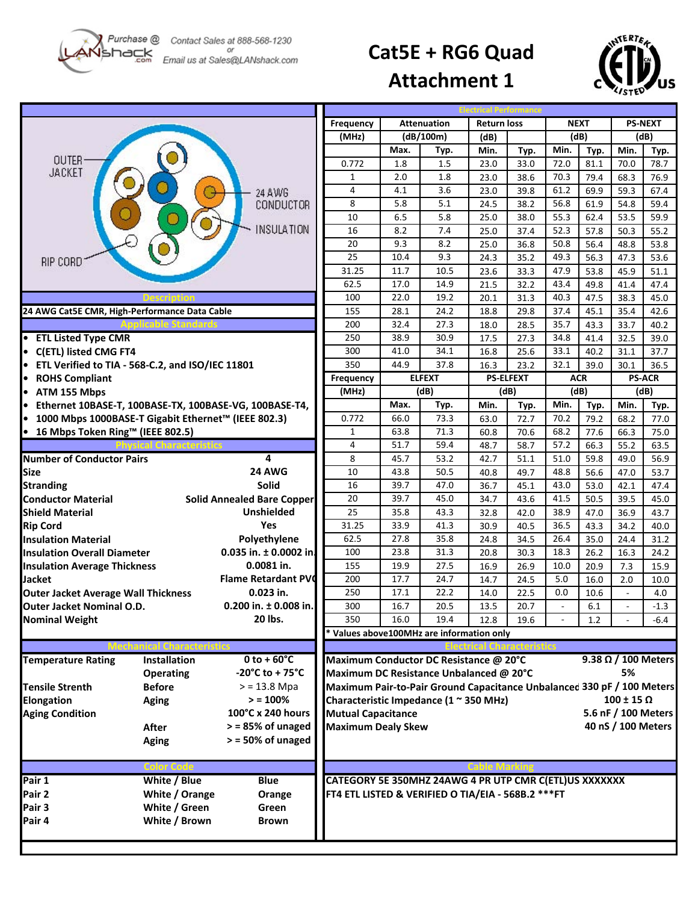Purchase @ LANshack.com — Contact Sales at 888-568-1230 or Email us at Sales@LANshack.com

# Cat5E + RG6 Quad Attachment 1

OUTER JACKET — 24 AWG CONDUCTOR — INSULATION — RIP CORD

## Description

24 AWG Cat5E CMR, High-Performance Data Cable

## Applicable Standards

- ETL Listed Type CMR
- C(ETL) listed CMG FT4
- ETL Verified to TIA - 568-C.2, and ISO/IEC 11801
- ROHS Compliant
- ATM 155 Mbps
- Ethernet 10BASE-T, 100BASE-TX, 100BASE-VG, 100BASE-T4,
- 1000 Mbps 1000BASE-T Gigabit Ethernet™ (IEEE 802.3)
- 16 Mbps Token Ring™ (IEEE 802.5)

## Physical Characteristics

| | |
|---|---|
| Number of Conductor Pairs | 4 |
| Size | 24 AWG |
| Stranding | Solid |
| Conductor Material | Solid Annealed Bare Copper |
| Shield Material | Unshielded |
| Rip Cord | Yes |
| Insulation Material | Polyethylene |
| Insulation Overall Diameter | 0.035 in. ± 0.0002 in. |
| Insulation Average Thickness | 0.0081 in. |
| Jacket | Flame Retardant PVC |
| Outer Jacket Average Wall Thickness | 0.023 in. |
| Outer Jacket Nominal O.D. | 0.200 in. ± 0.008 in. |
| Nominal Weight | 20 lbs. |

## Electrical Performance

| Frequency (MHz) | Attenuation (dB/100m) Max. | Attenuation Typ. | Return loss (dB) Min. | Return loss Typ. | NEXT (dB) Min. | NEXT Typ. | PS-NEXT (dB) Min. | PS-NEXT Typ. |
|---|---|---|---|---|---|---|---|---|
| 0.772 | 1.8 | 1.5 | 23.0 | 33.0 | 72.0 | 81.1 | 70.0 | 78.7 |
| 1 | 2.0 | 1.8 | 23.0 | 38.6 | 70.3 | 79.4 | 68.3 | 76.9 |
| 4 | 4.1 | 3.6 | 23.0 | 39.8 | 61.2 | 69.9 | 59.3 | 67.4 |
| 8 | 5.8 | 5.1 | 24.5 | 38.2 | 56.8 | 61.9 | 54.8 | 59.4 |
| 10 | 6.5 | 5.8 | 25.0 | 38.0 | 55.3 | 62.4 | 53.5 | 59.9 |
| 16 | 8.2 | 7.4 | 25.0 | 37.4 | 52.3 | 57.8 | 50.3 | 55.2 |
| 20 | 9.3 | 8.2 | 25.0 | 36.8 | 50.8 | 56.4 | 48.8 | 53.8 |
| 25 | 10.4 | 9.3 | 24.3 | 35.2 | 49.3 | 56.3 | 47.3 | 53.6 |
| 31.25 | 11.7 | 10.5 | 23.6 | 33.3 | 47.9 | 53.8 | 45.9 | 51.1 |
| 62.5 | 17.0 | 14.9 | 21.5 | 32.2 | 43.4 | 49.8 | 41.4 | 47.4 |
| 100 | 22.0 | 19.2 | 20.1 | 31.3 | 40.3 | 47.5 | 38.3 | 45.0 |
| 155 | 28.1 | 24.2 | 18.8 | 29.8 | 37.4 | 45.1 | 35.4 | 42.6 |
| 200 | 32.4 | 27.3 | 18.0 | 28.5 | 35.7 | 43.3 | 33.7 | 40.2 |
| 250 | 38.9 | 30.9 | 17.5 | 27.3 | 34.8 | 41.4 | 32.5 | 39.0 |
| 300 | 41.0 | 34.1 | 16.8 | 25.6 | 33.1 | 40.2 | 31.1 | 37.7 |
| 350 | 44.9 | 37.8 | 16.3 | 23.2 | 32.1 | 39.0 | 30.1 | 36.5 |

| Frequency (MHz) | ELFEXT (dB) Max. | ELFEXT Typ. | PS-ELFEXT (dB) Min. | PS-ELFEXT Typ. | ACR (dB) Min. | ACR Typ. | PS-ACR (dB) Min. | PS-ACR Typ. |
|---|---|---|---|---|---|---|---|---|
| 0.772 | 66.0 | 73.3 | 63.0 | 72.7 | 70.2 | 79.2 | 68.2 | 77.0 |
| 1 | 63.8 | 71.3 | 60.8 | 70.6 | 68.2 | 77.6 | 66.3 | 75.0 |
| 4 | 51.7 | 59.4 | 48.7 | 58.7 | 57.2 | 66.3 | 55.2 | 63.5 |
| 8 | 45.7 | 53.2 | 42.7 | 51.1 | 51.0 | 59.8 | 49.0 | 56.9 |
| 10 | 43.8 | 50.5 | 40.8 | 49.7 | 48.8 | 56.6 | 47.0 | 53.7 |
| 16 | 39.7 | 47.0 | 36.7 | 45.1 | 43.0 | 53.0 | 42.1 | 47.4 |
| 20 | 39.7 | 45.0 | 34.7 | 43.6 | 41.5 | 50.5 | 39.5 | 45.0 |
| 25 | 35.8 | 43.3 | 32.8 | 42.0 | 38.9 | 47.0 | 36.9 | 43.7 |
| 31.25 | 33.9 | 41.3 | 30.9 | 40.5 | 36.5 | 43.3 | 34.2 | 40.0 |
| 62.5 | 27.8 | 35.8 | 24.8 | 34.5 | 26.4 | 35.0 | 24.4 | 31.2 |
| 100 | 23.8 | 31.3 | 20.8 | 30.3 | 18.3 | 26.2 | 16.3 | 24.2 |
| 155 | 19.9 | 27.5 | 16.9 | 26.9 | 10.0 | 20.9 | 7.3 | 15.9 |
| 200 | 17.7 | 24.7 | 14.7 | 24.5 | 5.0 | 16.0 | 2.0 | 10.0 |
| 250 | 17.1 | 22.2 | 14.0 | 22.5 | 0.0 | 10.6 | - | 4.0 |
| 300 | 16.7 | 20.5 | 13.5 | 20.7 | - | 6.1 | - | -1.3 |
| 350 | 16.0 | 19.4 | 12.8 | 19.6 | - | 1.2 | - | -6.4 |

* Values above100MHz are information only

## Mechanical Characteristics

| | | |
|---|---|---|
| Temperature Rating | Installation | 0 to + 60°C |
| | Operating | -20°C to + 75°C |
| Tensile Strenth | Before | > = 13.8 Mpa |
| Elongation | Aging | > = 100% |
| Aging Condition | | 100°C x 240 hours |
| | After | > = 85% of unaged |
| | Aging | > = 50% of unaged |

## Electrical Characteristics

| | |
|---|---|
| Maximum Conductor DC Resistance @ 20°C | 9.38 Ω / 100 Meters |
| Maximum DC Resistance Unbalanced @ 20°C | 5% |
| Maximum Pair-to-Pair Ground Capacitance Unbalanced | 330 pF / 100 Meters |
| Characteristic Impedance (1 ~ 350 MHz) | 100 ± 15 Ω |
| Mutual Capacitance | 5.6 nF / 100 Meters |
| Maximum Dealy Skew | 40 nS / 100 Meters |

## Color Code

| | | |
|---|---|---|
| Pair 1 | White / Blue | Blue |
| Pair 2 | White / Orange | Orange |
| Pair 3 | White / Green | Green |
| Pair 4 | White / Brown | Brown |

## Cable Marking

CATEGORY 5E 350MHZ 24AWG 4 PR UTP CMR C(ETL)US XXXXXXX FT4 ETL LISTED & VERIFIED O TIA/EIA - 568B.2 ***FT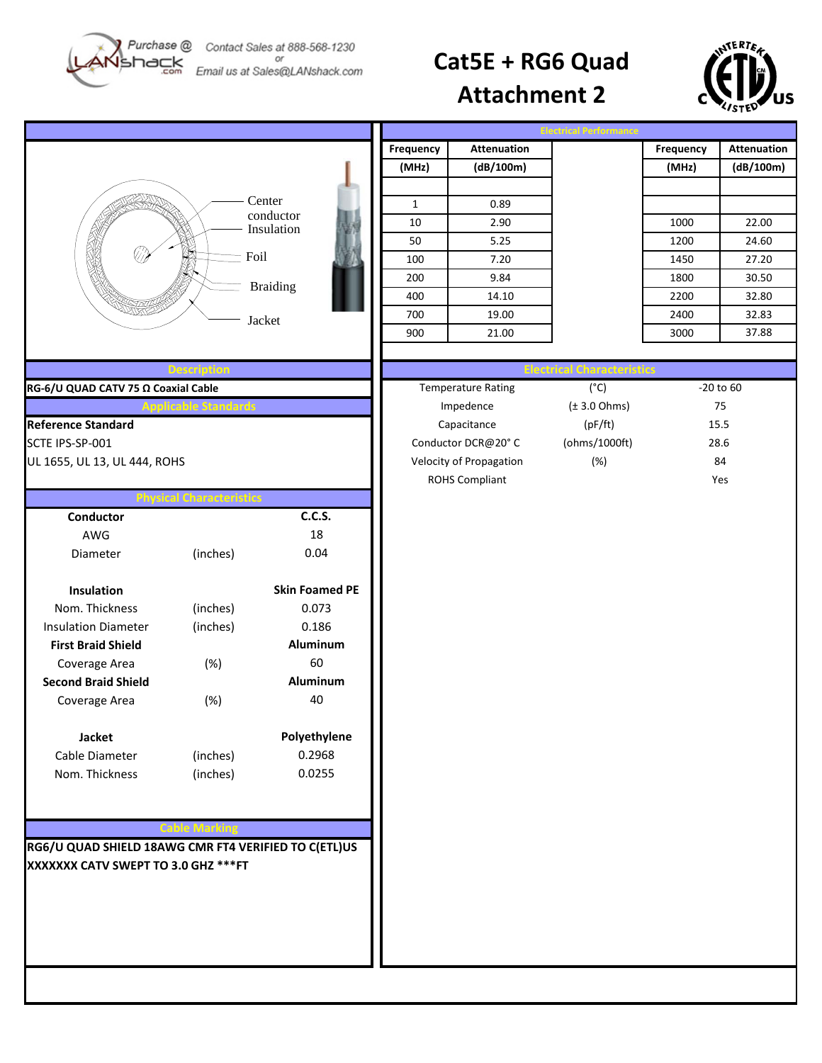Purchase @ LANshack.com Contact Sales at 888-568-1230 or Email us at Sales@LANshack.com

# Cat5E + RG6 Quad Attachment 2

Center conductor
Insulation
Foil
Braiding
Jacket

## Electrical Performance

| Frequency (MHz) | Attenuation (dB/100m) | | Frequency (MHz) | Attenuation (dB/100m) |
|---|---|---|---|---|
| 1 | 0.89 | | | |
| 10 | 2.90 | | 1000 | 22.00 |
| 50 | 5.25 | | 1200 | 24.60 |
| 100 | 7.20 | | 1450 | 27.20 |
| 200 | 9.84 | | 1800 | 30.50 |
| 400 | 14.10 | | 2200 | 32.80 |
| 700 | 19.00 | | 2400 | 32.83 |
| 900 | 21.00 | | 3000 | 37.88 |

## Description

**RG-6/U QUAD CATV 75 Ω Coaxial Cable**

## Applicable Standards

**Reference Standard**

SCTE IPS-SP-001

UL 1655, UL 13, UL 444, ROHS

## Electrical Characteristics

| | | |
|---|---|---|
| Temperature Rating | (°C) | -20 to 60 |
| Impedence | (± 3.0 Ohms) | 75 |
| Capacitance | (pF/ft) | 15.5 |
| Conductor DCR@20° C | (ohms/1000ft) | 28.6 |
| Velocity of Propagation | (%) | 84 |
| ROHS Compliant | | Yes |

## Physical Characteristics

| | | |
|---|---|---|
| **Conductor** | | **C.C.S.** |
| AWG | | 18 |
| Diameter | (inches) | 0.04 |
| **Insulation** | | **Skin Foamed PE** |
| Nom. Thickness | (inches) | 0.073 |
| Insulation Diameter | (inches) | 0.186 |
| **First Braid Shield** | | **Aluminum** |
| Coverage Area | (%) | 60 |
| **Second Braid Shield** | | **Aluminum** |
| Coverage Area | (%) | 40 |
| **Jacket** | | **Polyethylene** |
| Cable Diameter | (inches) | 0.2968 |
| Nom. Thickness | (inches) | 0.0255 |

## Cable Marking

**RG6/U QUAD SHIELD 18AWG CMR FT4 VERIFIED TO C(ETL)US XXXXXXX CATV SWEPT TO 3.0 GHZ \*\*\*FT**